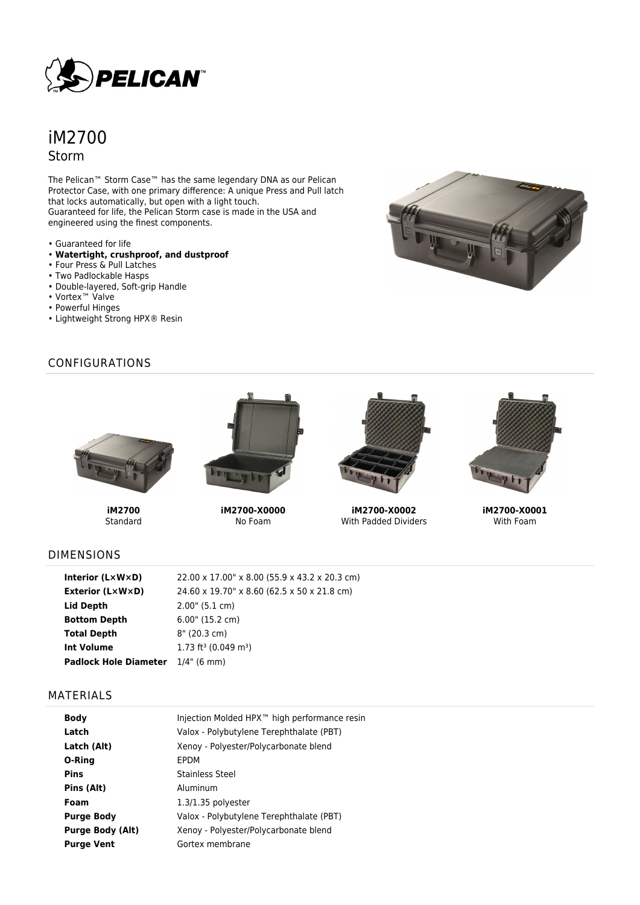# iM2700

## Storm

The Pelican™ Storm Case™ has the same legendary DNA as our Pelican Protector Case, with one primary difference: A unique Press and Pull latch that locks automatically, but open with a light touch.
Guaranteed for life, the Pelican Storm case is made in the USA and engineered using the finest components.

- Guaranteed for life
- **Watertight, crushproof, and dustproof**
- Four Press & Pull Latches
- Two Padlockable Hasps
- Double-layered, Soft-grip Handle
- Vortex™ Valve
- Powerful Hinges
- Lightweight Strong HPX® Resin

## CONFIGURATIONS

**iM2700**
Standard

**iM2700-X0000**
No Foam

**iM2700-X0002**
With Padded Dividers

**iM2700-X0001**
With Foam

## DIMENSIONS

| | |
|---|---|
| **Interior (L×W×D)** | 22.00 x 17.00" x 8.00 (55.9 x 43.2 x 20.3 cm) |
| **Exterior (L×W×D)** | 24.60 x 19.70" x 8.60 (62.5 x 50 x 21.8 cm) |
| **Lid Depth** | 2.00" (5.1 cm) |
| **Bottom Depth** | 6.00" (15.2 cm) |
| **Total Depth** | 8" (20.3 cm) |
| **Int Volume** | 1.73 $ft^3$ (0.049 $m^3$) |
| **Padlock Hole Diameter** | 1/4" (6 mm) |

## MATERIALS

| | |
|---|---|
| **Body** | Injection Molded HPX™ high performance resin |
| **Latch** | Valox - Polybutylene Terephthalate (PBT) |
| **Latch (Alt)** | Xenoy - Polyester/Polycarbonate blend |
| **O-Ring** | EPDM |
| **Pins** | Stainless Steel |
| **Pins (Alt)** | Aluminum |
| **Foam** | 1.3/1.35 polyester |
| **Purge Body** | Valox - Polybutylene Terephthalate (PBT) |
| **Purge Body (Alt)** | Xenoy - Polyester/Polycarbonate blend |
| **Purge Vent** | Gortex membrane |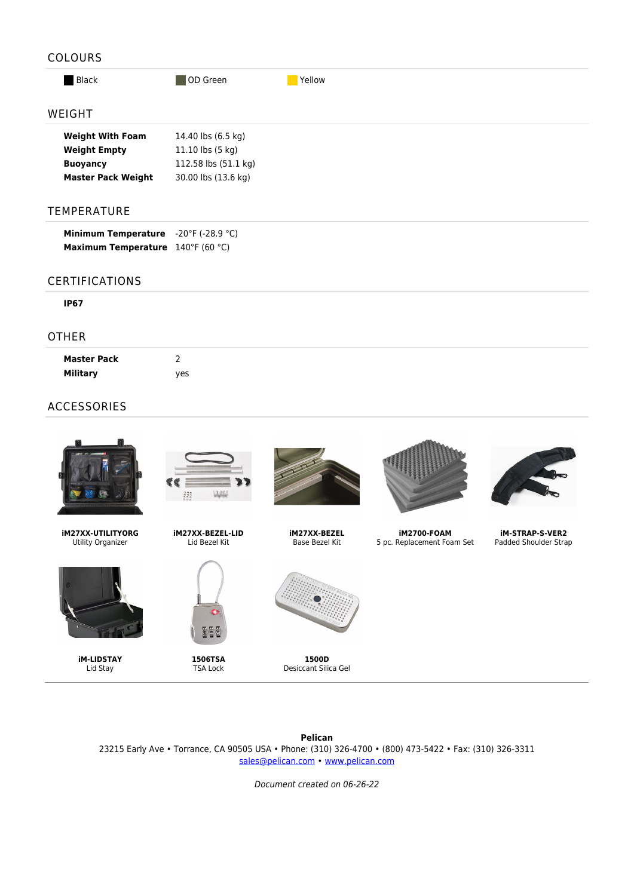## COLOURS

Black OD Green Yellow

## WEIGHT

| | |
|---|---|
| **Weight With Foam** | 14.40 lbs (6.5 kg) |
| **Weight Empty** | 11.10 lbs (5 kg) |
| **Buoyancy** | 112.58 lbs (51.1 kg) |
| **Master Pack Weight** | 30.00 lbs (13.6 kg) |

## TEMPERATURE

| | |
|---|---|
| **Minimum Temperature** | -20°F (-28.9 °C) |
| **Maximum Temperature** | 140°F (60 °C) |

## CERTIFICATIONS

**IP67**

## OTHER

| | |
|---|---|
| **Master Pack** | 2 |
| **Military** | yes |

## ACCESSORIES

**iM27XX-UTILITYORG**
Utility Organizer

**iM27XX-BEZEL-LID**
Lid Bezel Kit

**iM27XX-BEZEL**
Base Bezel Kit

**iM2700-FOAM**
5 pc. Replacement Foam Set

**iM-STRAP-S-VER2**
Padded Shoulder Strap

**iM-LIDSTAY**
Lid Stay

**1506TSA**
TSA Lock

**1500D**
Desiccant Silica Gel

**Pelican**
23215 Early Ave • Torrance, CA 90505 USA • Phone: (310) 326-4700 • (800) 473-5422 • Fax: (310) 326-3311
sales@pelican.com • www.pelican.com

*Document created on 06-26-22*